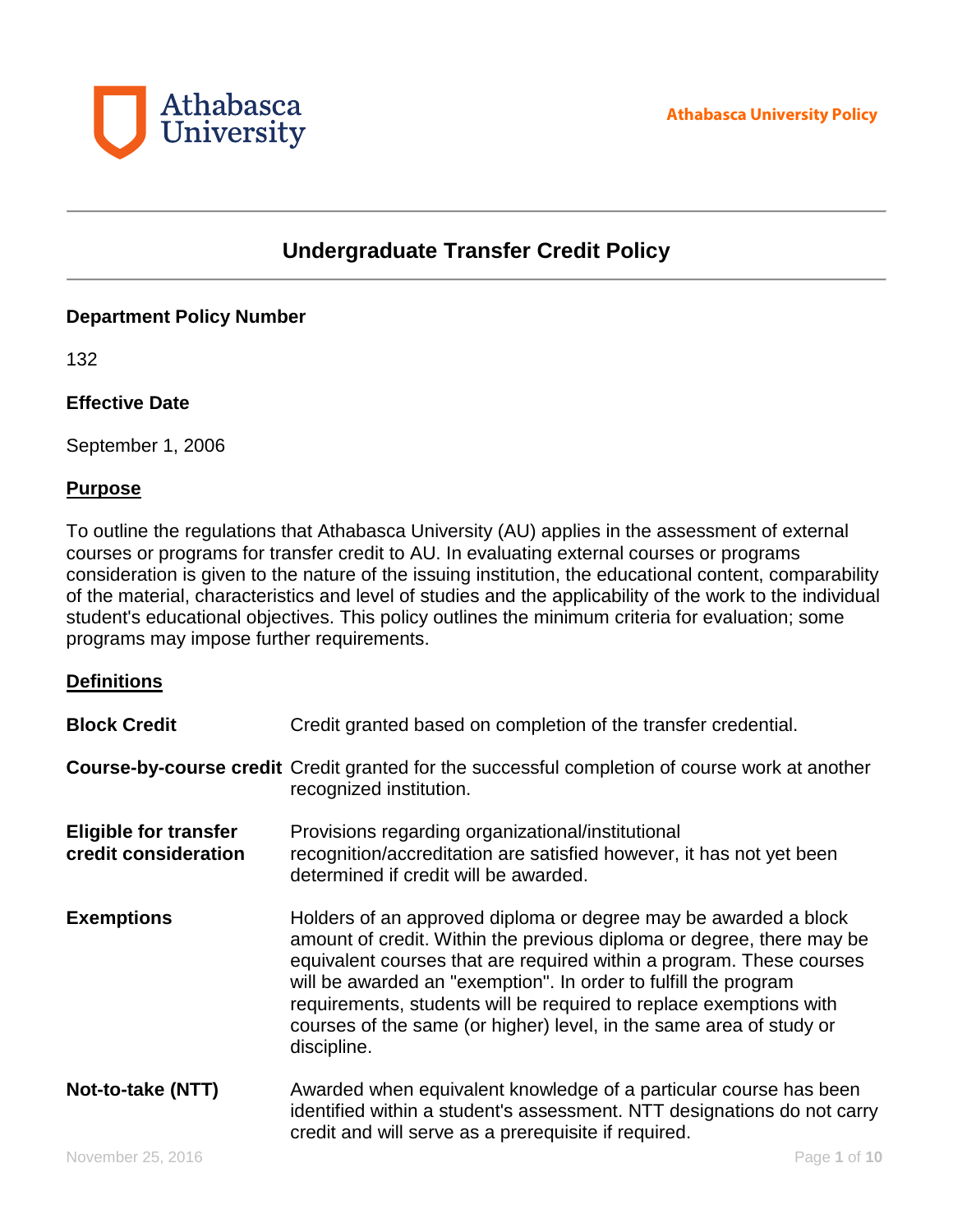# Undergraduate Transfer Credit Policy

**Department Policy Number**

132

**Effective Date**

September 1, 2006

## Purpose

To outline the regulations that Athabasca University (AU) applies in the assessment of external courses or programs for transfer credit to AU. In evaluating external courses or programs consideration is given to the nature of the issuing institution, the educational content, comparability of the material, characteristics and level of studies and the applicability of the work to the individual student's educational objectives. This policy outlines the minimum criteria for evaluation; some programs may impose further requirements.

## Definitions

| | |
|---|---|
| **Block Credit** | Credit granted based on completion of the transfer credential. |
| **Course-by-course credit** | Credit granted for the successful completion of course work at another recognized institution. |
| **Eligible for transfer credit consideration** | Provisions regarding organizational/institutional recognition/accreditation are satisfied however, it has not yet been determined if credit will be awarded. |
| **Exemptions** | Holders of an approved diploma or degree may be awarded a block amount of credit. Within the previous diploma or degree, there may be equivalent courses that are required within a program. These courses will be awarded an "exemption". In order to fulfill the program requirements, students will be required to replace exemptions with courses of the same (or higher) level, in the same area of study or discipline. |
| **Not-to-take (NTT)** | Awarded when equivalent knowledge of a particular course has been identified within a student's assessment. NTT designations do not carry credit and will serve as a prerequisite if required. |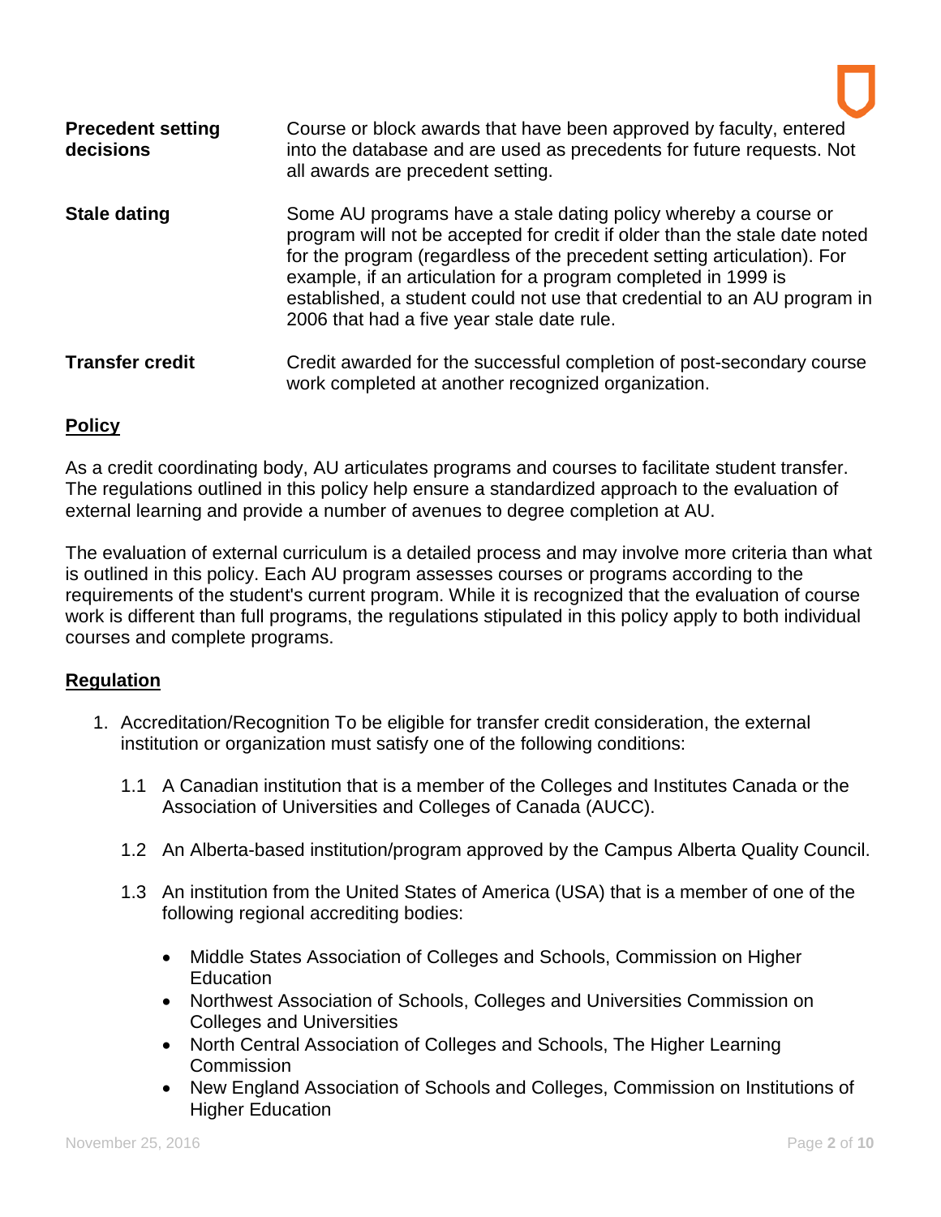| | |
|---|---|
| **Precedent setting decisions** | Course or block awards that have been approved by faculty, entered into the database and are used as precedents for future requests. Not all awards are precedent setting. |
| **Stale dating** | Some AU programs have a stale dating policy whereby a course or program will not be accepted for credit if older than the stale date noted for the program (regardless of the precedent setting articulation). For example, if an articulation for a program completed in 1999 is established, a student could not use that credential to an AU program in 2006 that had a five year stale date rule. |
| **Transfer credit** | Credit awarded for the successful completion of post-secondary course work completed at another recognized organization. |

## Policy

As a credit coordinating body, AU articulates programs and courses to facilitate student transfer. The regulations outlined in this policy help ensure a standardized approach to the evaluation of external learning and provide a number of avenues to degree completion at AU.

The evaluation of external curriculum is a detailed process and may involve more criteria than what is outlined in this policy. Each AU program assesses courses or programs according to the requirements of the student's current program. While it is recognized that the evaluation of course work is different than full programs, the regulations stipulated in this policy apply to both individual courses and complete programs.

## Regulation

1. Accreditation/Recognition To be eligible for transfer credit consideration, the external institution or organization must satisfy one of the following conditions:

   1.1 A Canadian institution that is a member of the Colleges and Institutes Canada or the Association of Universities and Colleges of Canada (AUCC).

   1.2 An Alberta-based institution/program approved by the Campus Alberta Quality Council.

   1.3 An institution from the United States of America (USA) that is a member of one of the following regional accrediting bodies:

   - Middle States Association of Colleges and Schools, Commission on Higher Education
   - Northwest Association of Schools, Colleges and Universities Commission on Colleges and Universities
   - North Central Association of Colleges and Schools, The Higher Learning Commission
   - New England Association of Schools and Colleges, Commission on Institutions of Higher Education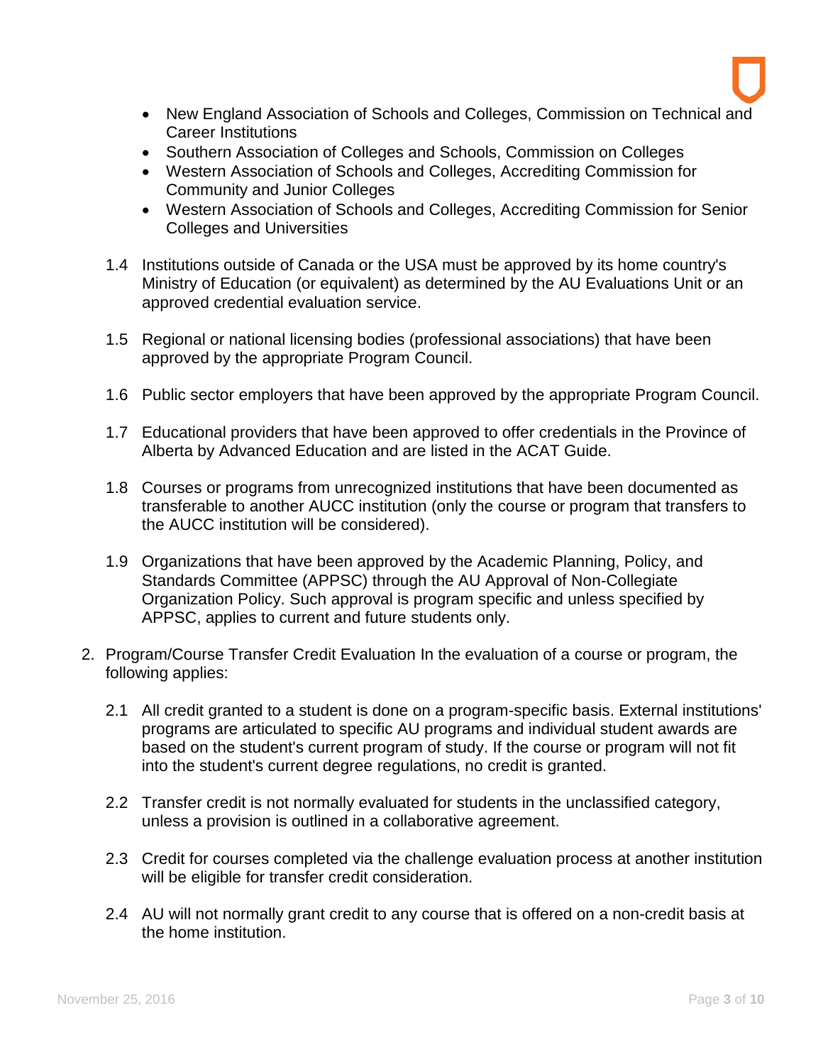- New England Association of Schools and Colleges, Commission on Technical and Career Institutions
- Southern Association of Colleges and Schools, Commission on Colleges
- Western Association of Schools and Colleges, Accrediting Commission for Community and Junior Colleges
- Western Association of Schools and Colleges, Accrediting Commission for Senior Colleges and Universities

1.4 Institutions outside of Canada or the USA must be approved by its home country's Ministry of Education (or equivalent) as determined by the AU Evaluations Unit or an approved credential evaluation service.

1.5 Regional or national licensing bodies (professional associations) that have been approved by the appropriate Program Council.

1.6 Public sector employers that have been approved by the appropriate Program Council.

1.7 Educational providers that have been approved to offer credentials in the Province of Alberta by Advanced Education and are listed in the ACAT Guide.

1.8 Courses or programs from unrecognized institutions that have been documented as transferable to another AUCC institution (only the course or program that transfers to the AUCC institution will be considered).

1.9 Organizations that have been approved by the Academic Planning, Policy, and Standards Committee (APPSC) through the AU Approval of Non-Collegiate Organization Policy. Such approval is program specific and unless specified by APPSC, applies to current and future students only.

2. Program/Course Transfer Credit Evaluation In the evaluation of a course or program, the following applies:

2.1 All credit granted to a student is done on a program-specific basis. External institutions' programs are articulated to specific AU programs and individual student awards are based on the student's current program of study. If the course or program will not fit into the student's current degree regulations, no credit is granted.

2.2 Transfer credit is not normally evaluated for students in the unclassified category, unless a provision is outlined in a collaborative agreement.

2.3 Credit for courses completed via the challenge evaluation process at another institution will be eligible for transfer credit consideration.

2.4 AU will not normally grant credit to any course that is offered on a non-credit basis at the home institution.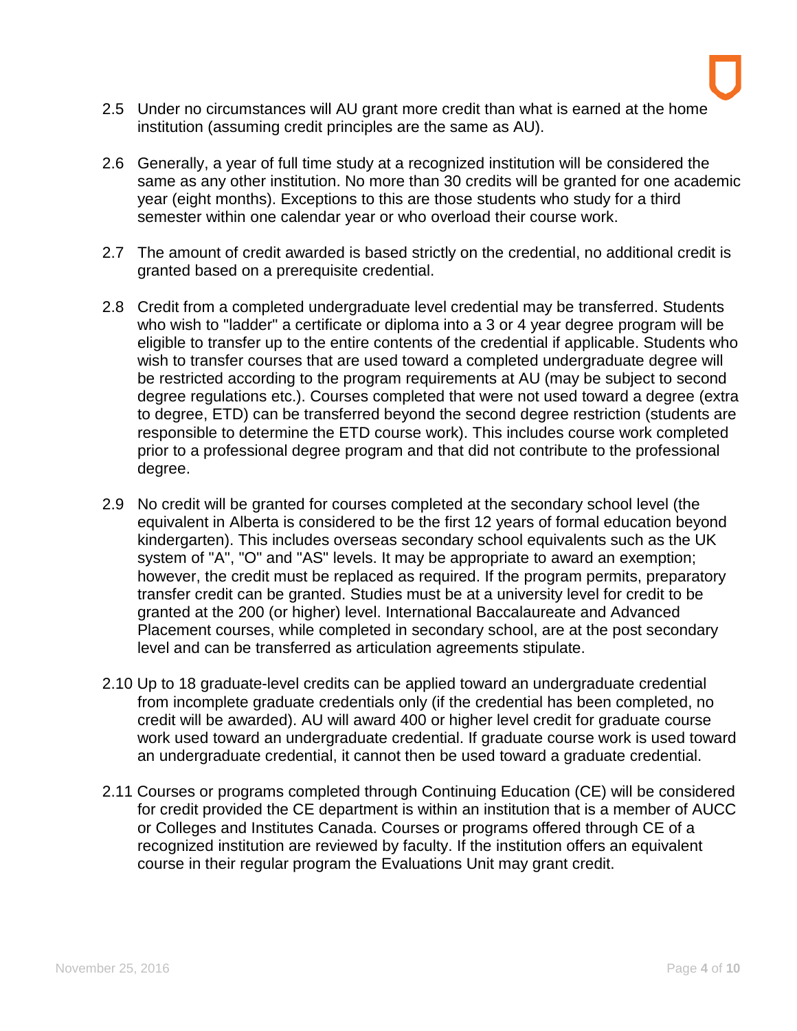2.5 Under no circumstances will AU grant more credit than what is earned at the home institution (assuming credit principles are the same as AU).

2.6 Generally, a year of full time study at a recognized institution will be considered the same as any other institution. No more than 30 credits will be granted for one academic year (eight months). Exceptions to this are those students who study for a third semester within one calendar year or who overload their course work.

2.7 The amount of credit awarded is based strictly on the credential, no additional credit is granted based on a prerequisite credential.

2.8 Credit from a completed undergraduate level credential may be transferred. Students who wish to "ladder" a certificate or diploma into a 3 or 4 year degree program will be eligible to transfer up to the entire contents of the credential if applicable. Students who wish to transfer courses that are used toward a completed undergraduate degree will be restricted according to the program requirements at AU (may be subject to second degree regulations etc.). Courses completed that were not used toward a degree (extra to degree, ETD) can be transferred beyond the second degree restriction (students are responsible to determine the ETD course work). This includes course work completed prior to a professional degree program and that did not contribute to the professional degree.

2.9 No credit will be granted for courses completed at the secondary school level (the equivalent in Alberta is considered to be the first 12 years of formal education beyond kindergarten). This includes overseas secondary school equivalents such as the UK system of "A", "O" and "AS" levels. It may be appropriate to award an exemption; however, the credit must be replaced as required. If the program permits, preparatory transfer credit can be granted. Studies must be at a university level for credit to be granted at the 200 (or higher) level. International Baccalaureate and Advanced Placement courses, while completed in secondary school, are at the post secondary level and can be transferred as articulation agreements stipulate.

2.10 Up to 18 graduate-level credits can be applied toward an undergraduate credential from incomplete graduate credentials only (if the credential has been completed, no credit will be awarded). AU will award 400 or higher level credit for graduate course work used toward an undergraduate credential. If graduate course work is used toward an undergraduate credential, it cannot then be used toward a graduate credential.

2.11 Courses or programs completed through Continuing Education (CE) will be considered for credit provided the CE department is within an institution that is a member of AUCC or Colleges and Institutes Canada. Courses or programs offered through CE of a recognized institution are reviewed by faculty. If the institution offers an equivalent course in their regular program the Evaluations Unit may grant credit.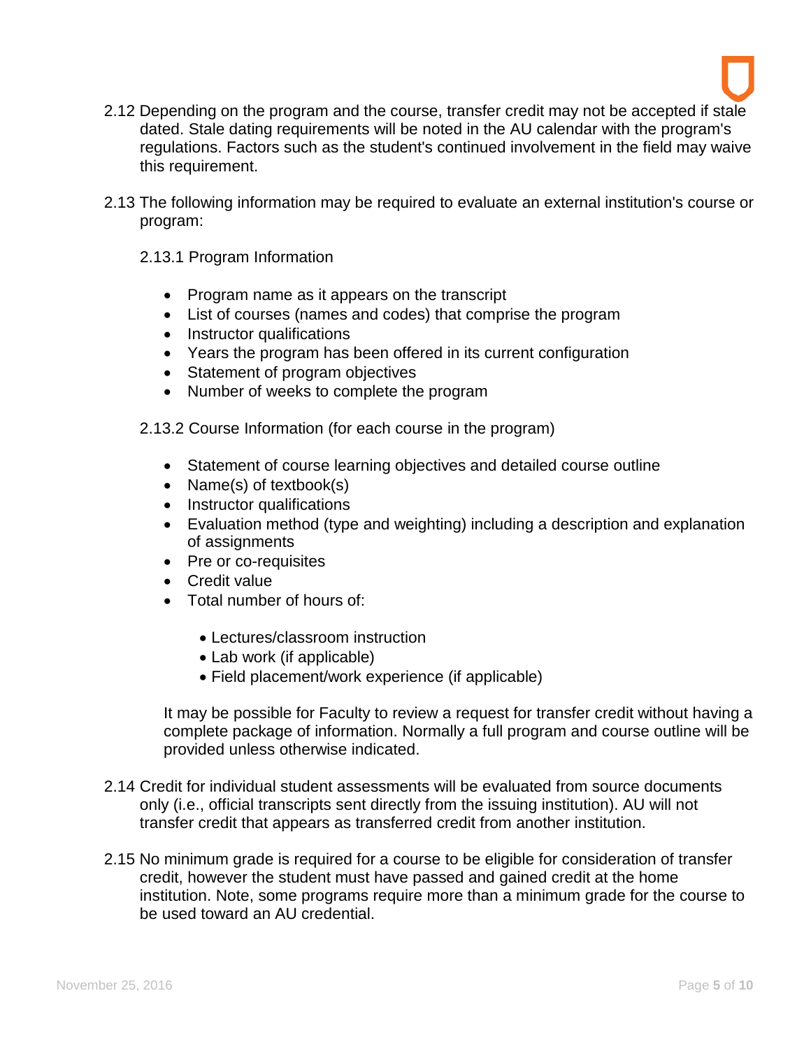2.12 Depending on the program and the course, transfer credit may not be accepted if stale dated. Stale dating requirements will be noted in the AU calendar with the program's regulations. Factors such as the student's continued involvement in the field may waive this requirement.

2.13 The following information may be required to evaluate an external institution's course or program:

2.13.1 Program Information

- Program name as it appears on the transcript
- List of courses (names and codes) that comprise the program
- Instructor qualifications
- Years the program has been offered in its current configuration
- Statement of program objectives
- Number of weeks to complete the program

2.13.2 Course Information (for each course in the program)

- Statement of course learning objectives and detailed course outline
- Name(s) of textbook(s)
- Instructor qualifications
- Evaluation method (type and weighting) including a description and explanation of assignments
- Pre or co-requisites
- Credit value
- Total number of hours of:
    - Lectures/classroom instruction
    - Lab work (if applicable)
    - Field placement/work experience (if applicable)

It may be possible for Faculty to review a request for transfer credit without having a complete package of information. Normally a full program and course outline will be provided unless otherwise indicated.

2.14 Credit for individual student assessments will be evaluated from source documents only (i.e., official transcripts sent directly from the issuing institution). AU will not transfer credit that appears as transferred credit from another institution.

2.15 No minimum grade is required for a course to be eligible for consideration of transfer credit, however the student must have passed and gained credit at the home institution. Note, some programs require more than a minimum grade for the course to be used toward an AU credential.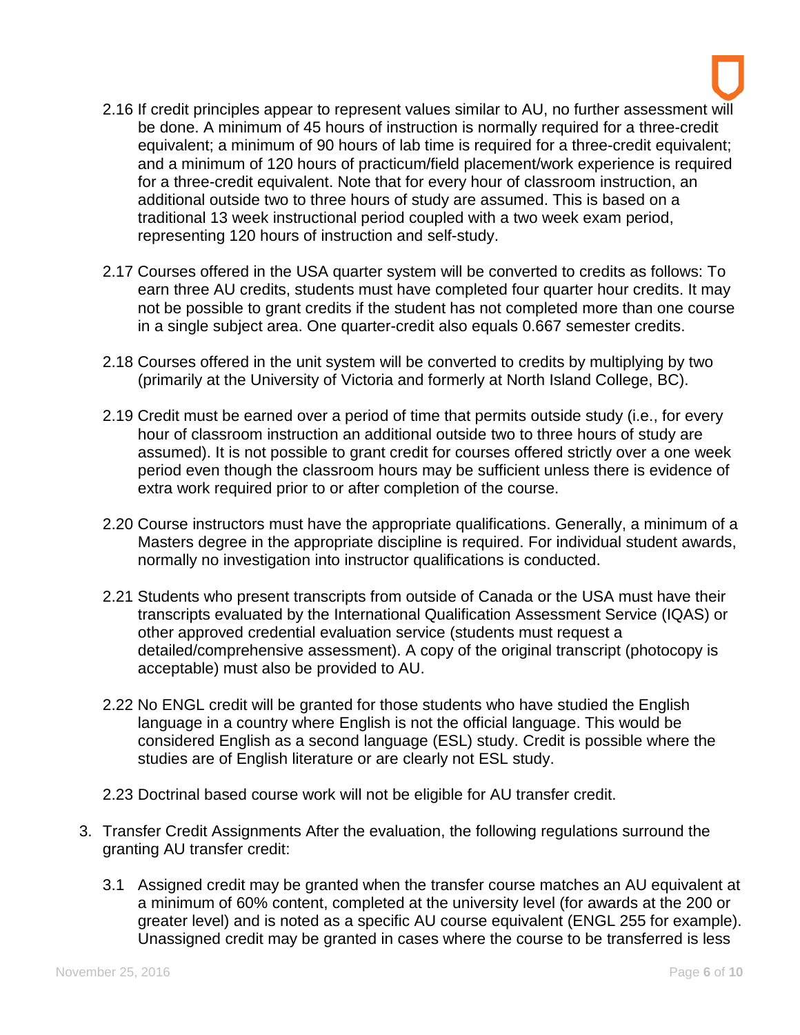2.16 If credit principles appear to represent values similar to AU, no further assessment will be done. A minimum of 45 hours of instruction is normally required for a three-credit equivalent; a minimum of 90 hours of lab time is required for a three-credit equivalent; and a minimum of 120 hours of practicum/field placement/work experience is required for a three-credit equivalent. Note that for every hour of classroom instruction, an additional outside two to three hours of study are assumed. This is based on a traditional 13 week instructional period coupled with a two week exam period, representing 120 hours of instruction and self-study.

2.17 Courses offered in the USA quarter system will be converted to credits as follows: To earn three AU credits, students must have completed four quarter hour credits. It may not be possible to grant credits if the student has not completed more than one course in a single subject area. One quarter-credit also equals 0.667 semester credits.

2.18 Courses offered in the unit system will be converted to credits by multiplying by two (primarily at the University of Victoria and formerly at North Island College, BC).

2.19 Credit must be earned over a period of time that permits outside study (i.e., for every hour of classroom instruction an additional outside two to three hours of study are assumed). It is not possible to grant credit for courses offered strictly over a one week period even though the classroom hours may be sufficient unless there is evidence of extra work required prior to or after completion of the course.

2.20 Course instructors must have the appropriate qualifications. Generally, a minimum of a Masters degree in the appropriate discipline is required. For individual student awards, normally no investigation into instructor qualifications is conducted.

2.21 Students who present transcripts from outside of Canada or the USA must have their transcripts evaluated by the International Qualification Assessment Service (IQAS) or other approved credential evaluation service (students must request a detailed/comprehensive assessment). A copy of the original transcript (photocopy is acceptable) must also be provided to AU.

2.22 No ENGL credit will be granted for those students who have studied the English language in a country where English is not the official language. This would be considered English as a second language (ESL) study. Credit is possible where the studies are of English literature or are clearly not ESL study.

2.23 Doctrinal based course work will not be eligible for AU transfer credit.

3. Transfer Credit Assignments After the evaluation, the following regulations surround the granting AU transfer credit:

   3.1 Assigned credit may be granted when the transfer course matches an AU equivalent at a minimum of 60% content, completed at the university level (for awards at the 200 or greater level) and is noted as a specific AU course equivalent (ENGL 255 for example). Unassigned credit may be granted in cases where the course to be transferred is less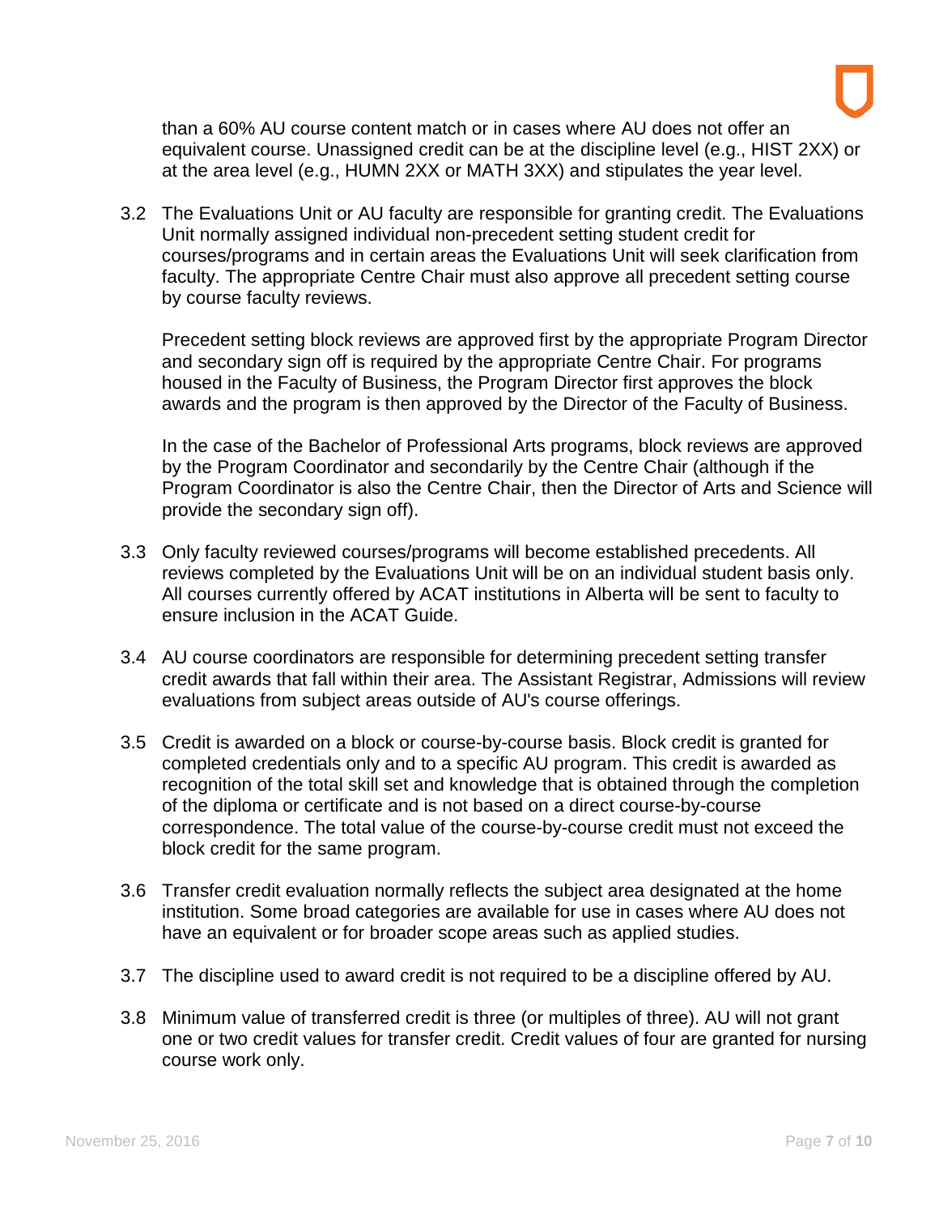than a 60% AU course content match or in cases where AU does not offer an equivalent course. Unassigned credit can be at the discipline level (e.g., HIST 2XX) or at the area level (e.g., HUMN 2XX or MATH 3XX) and stipulates the year level.

3.2 The Evaluations Unit or AU faculty are responsible for granting credit. The Evaluations Unit normally assigned individual non-precedent setting student credit for courses/programs and in certain areas the Evaluations Unit will seek clarification from faculty. The appropriate Centre Chair must also approve all precedent setting course by course faculty reviews.

Precedent setting block reviews are approved first by the appropriate Program Director and secondary sign off is required by the appropriate Centre Chair. For programs housed in the Faculty of Business, the Program Director first approves the block awards and the program is then approved by the Director of the Faculty of Business.

In the case of the Bachelor of Professional Arts programs, block reviews are approved by the Program Coordinator and secondarily by the Centre Chair (although if the Program Coordinator is also the Centre Chair, then the Director of Arts and Science will provide the secondary sign off).

3.3 Only faculty reviewed courses/programs will become established precedents. All reviews completed by the Evaluations Unit will be on an individual student basis only. All courses currently offered by ACAT institutions in Alberta will be sent to faculty to ensure inclusion in the ACAT Guide.

3.4 AU course coordinators are responsible for determining precedent setting transfer credit awards that fall within their area. The Assistant Registrar, Admissions will review evaluations from subject areas outside of AU's course offerings.

3.5 Credit is awarded on a block or course-by-course basis. Block credit is granted for completed credentials only and to a specific AU program. This credit is awarded as recognition of the total skill set and knowledge that is obtained through the completion of the diploma or certificate and is not based on a direct course-by-course correspondence. The total value of the course-by-course credit must not exceed the block credit for the same program.

3.6 Transfer credit evaluation normally reflects the subject area designated at the home institution. Some broad categories are available for use in cases where AU does not have an equivalent or for broader scope areas such as applied studies.

3.7 The discipline used to award credit is not required to be a discipline offered by AU.

3.8 Minimum value of transferred credit is three (or multiples of three). AU will not grant one or two credit values for transfer credit. Credit values of four are granted for nursing course work only.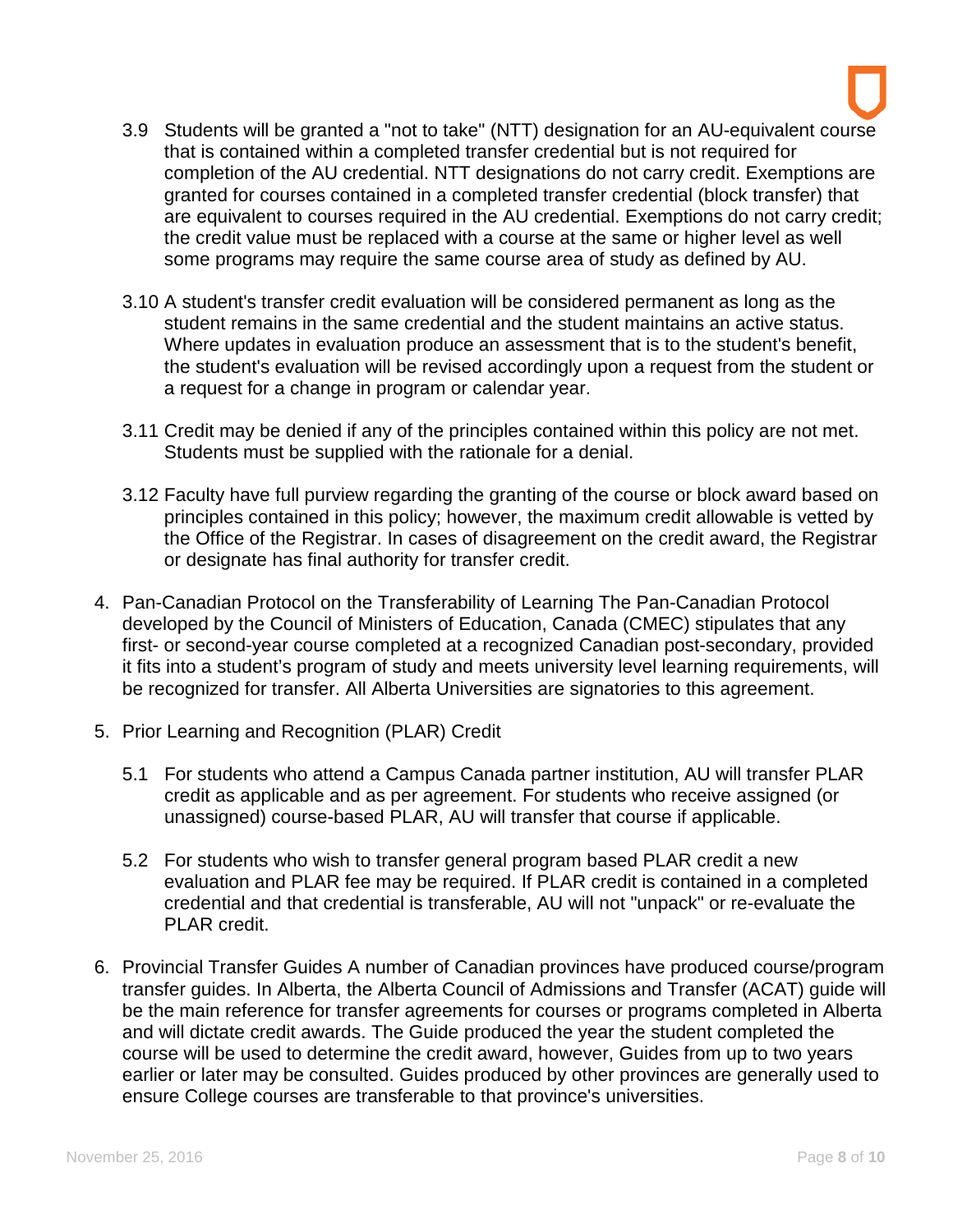3.9 Students will be granted a "not to take" (NTT) designation for an AU-equivalent course that is contained within a completed transfer credential but is not required for completion of the AU credential. NTT designations do not carry credit. Exemptions are granted for courses contained in a completed transfer credential (block transfer) that are equivalent to courses required in the AU credential. Exemptions do not carry credit; the credit value must be replaced with a course at the same or higher level as well some programs may require the same course area of study as defined by AU.

3.10 A student's transfer credit evaluation will be considered permanent as long as the student remains in the same credential and the student maintains an active status. Where updates in evaluation produce an assessment that is to the student's benefit, the student's evaluation will be revised accordingly upon a request from the student or a request for a change in program or calendar year.

3.11 Credit may be denied if any of the principles contained within this policy are not met. Students must be supplied with the rationale for a denial.

3.12 Faculty have full purview regarding the granting of the course or block award based on principles contained in this policy; however, the maximum credit allowable is vetted by the Office of the Registrar. In cases of disagreement on the credit award, the Registrar or designate has final authority for transfer credit.

4. Pan-Canadian Protocol on the Transferability of Learning The Pan-Canadian Protocol developed by the Council of Ministers of Education, Canada (CMEC) stipulates that any first- or second-year course completed at a recognized Canadian post-secondary, provided it fits into a student's program of study and meets university level learning requirements, will be recognized for transfer. All Alberta Universities are signatories to this agreement.

5. Prior Learning and Recognition (PLAR) Credit

   5.1 For students who attend a Campus Canada partner institution, AU will transfer PLAR credit as applicable and as per agreement. For students who receive assigned (or unassigned) course-based PLAR, AU will transfer that course if applicable.

   5.2 For students who wish to transfer general program based PLAR credit a new evaluation and PLAR fee may be required. If PLAR credit is contained in a completed credential and that credential is transferable, AU will not "unpack" or re-evaluate the PLAR credit.

6. Provincial Transfer Guides A number of Canadian provinces have produced course/program transfer guides. In Alberta, the Alberta Council of Admissions and Transfer (ACAT) guide will be the main reference for transfer agreements for courses or programs completed in Alberta and will dictate credit awards. The Guide produced the year the student completed the course will be used to determine the credit award, however, Guides from up to two years earlier or later may be consulted. Guides produced by other provinces are generally used to ensure College courses are transferable to that province's universities.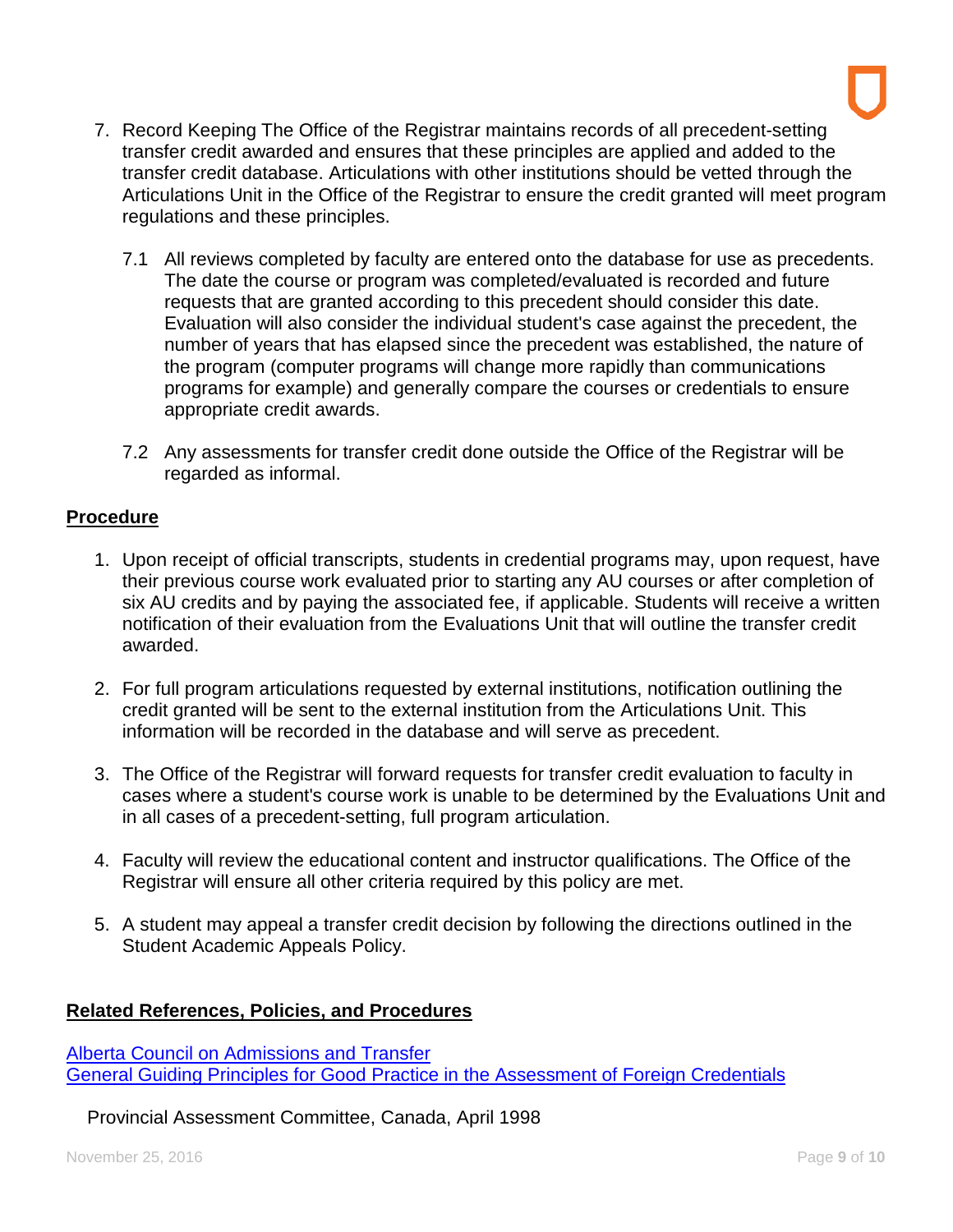7. Record Keeping The Office of the Registrar maintains records of all precedent-setting transfer credit awarded and ensures that these principles are applied and added to the transfer credit database. Articulations with other institutions should be vetted through the Articulations Unit in the Office of the Registrar to ensure the credit granted will meet program regulations and these principles.

   7.1 All reviews completed by faculty are entered onto the database for use as precedents. The date the course or program was completed/evaluated is recorded and future requests that are granted according to this precedent should consider this date. Evaluation will also consider the individual student's case against the precedent, the number of years that has elapsed since the precedent was established, the nature of the program (computer programs will change more rapidly than communications programs for example) and generally compare the courses or credentials to ensure appropriate credit awards.

   7.2 Any assessments for transfer credit done outside the Office of the Registrar will be regarded as informal.

**Procedure**

1. Upon receipt of official transcripts, students in credential programs may, upon request, have their previous course work evaluated prior to starting any AU courses or after completion of six AU credits and by paying the associated fee, if applicable. Students will receive a written notification of their evaluation from the Evaluations Unit that will outline the transfer credit awarded.

2. For full program articulations requested by external institutions, notification outlining the credit granted will be sent to the external institution from the Articulations Unit. This information will be recorded in the database and will serve as precedent.

3. The Office of the Registrar will forward requests for transfer credit evaluation to faculty in cases where a student's course work is unable to be determined by the Evaluations Unit and in all cases of a precedent-setting, full program articulation.

4. Faculty will review the educational content and instructor qualifications. The Office of the Registrar will ensure all other criteria required by this policy are met.

5. A student may appeal a transfer credit decision by following the directions outlined in the Student Academic Appeals Policy.

**Related References, Policies, and Procedures**

Alberta Council on Admissions and Transfer
General Guiding Principles for Good Practice in the Assessment of Foreign Credentials

Provincial Assessment Committee, Canada, April 1998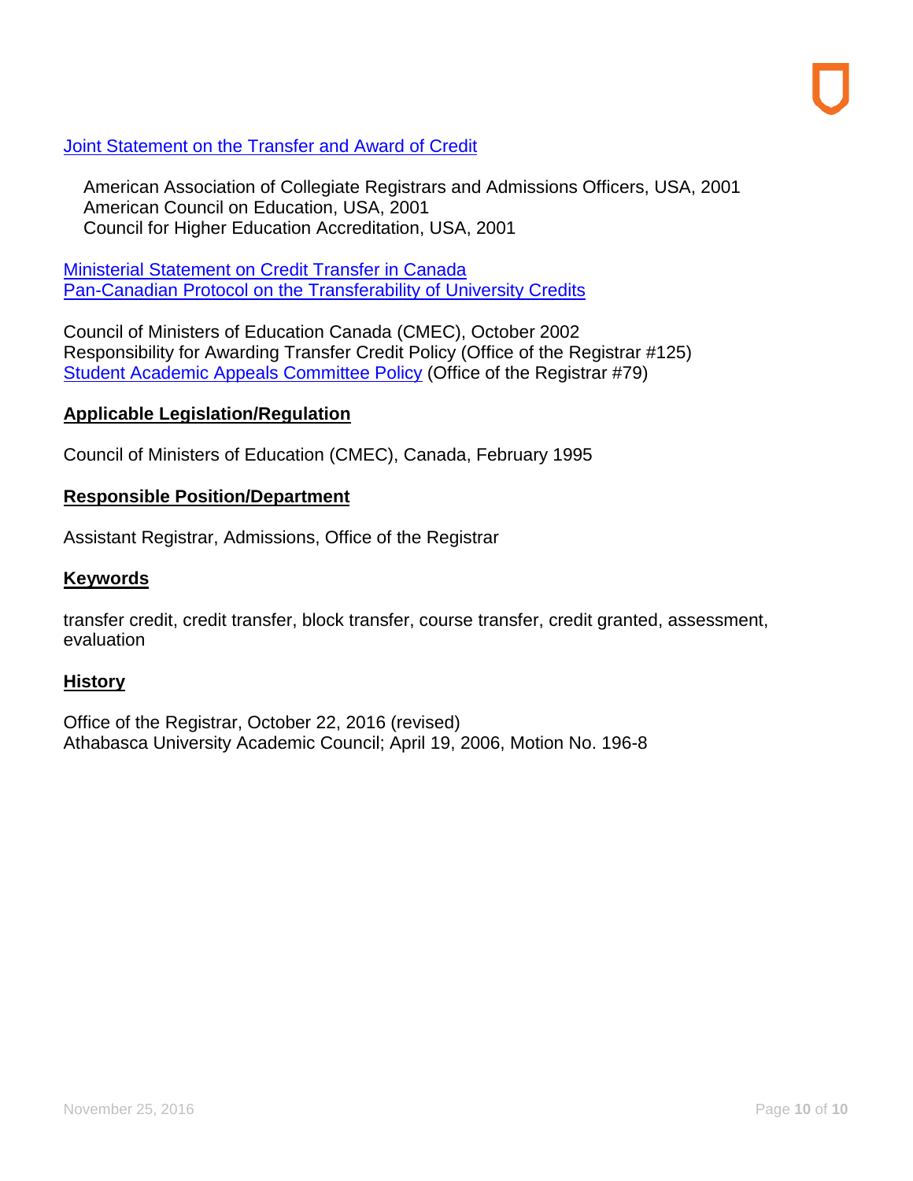Joint Statement on the Transfer and Award of Credit

American Association of Collegiate Registrars and Admissions Officers, USA, 2001
American Council on Education, USA, 2001
Council for Higher Education Accreditation, USA, 2001

Ministerial Statement on Credit Transfer in Canada
Pan-Canadian Protocol on the Transferability of University Credits

Council of Ministers of Education Canada (CMEC), October 2002
Responsibility for Awarding Transfer Credit Policy (Office of the Registrar #125)
Student Academic Appeals Committee Policy (Office of the Registrar #79)

## Applicable Legislation/Regulation

Council of Ministers of Education (CMEC), Canada, February 1995

## Responsible Position/Department

Assistant Registrar, Admissions, Office of the Registrar

## Keywords

transfer credit, credit transfer, block transfer, course transfer, credit granted, assessment, evaluation

## History

Office of the Registrar, October 22, 2016 (revised)
Athabasca University Academic Council; April 19, 2006, Motion No. 196-8